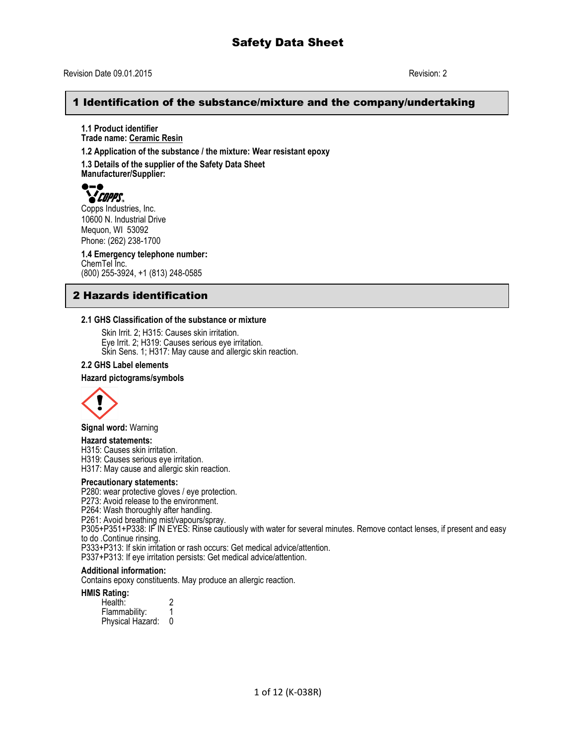# Safety Data Sheet

Revision Date 09.01.2015 Revision: 2

## 1 Identification of the substance/mixture and the company/undertaking

**1.1 Product identifier**
**Trade name: Ceramic Resin**

**1.2 Application of the substance / the mixture: Wear resistant epoxy**

**1.3 Details of the supplier of the Safety Data Sheet**
**Manufacturer/Supplier:**

COPPS

Copps Industries, Inc.
10600 N. Industrial Drive
Mequon, WI 53092
Phone: (262) 238-1700

**1.4 Emergency telephone number:**
ChemTel Inc.
(800) 255-3924, +1 (813) 248-0585

## 2 Hazards identification

**2.1 GHS Classification of the substance or mixture**

Skin Irrit. 2; H315: Causes skin irritation.
Eye Irrit. 2; H319: Causes serious eye irritation.
Skin Sens. 1; H317: May cause and allergic skin reaction.

**2.2 GHS Label elements**

**Hazard pictograms/symbols**

**Signal word:** Warning

**Hazard statements:**
H315: Causes skin irritation.
H319: Causes serious eye irritation.
H317: May cause and allergic skin reaction.

**Precautionary statements:**
P280: wear protective gloves / eye protection.
P273: Avoid release to the environment.
P264: Wash thoroughly after handling.
P261: Avoid breathing mist/vapours/spray.
P305+P351+P338: IF IN EYES: Rinse cautiously with water for several minutes. Remove contact lenses, if present and easy to do .Continue rinsing.
P333+P313: If skin irritation or rash occurs: Get medical advice/attention.
P337+P313: If eye irritation persists: Get medical advice/attention.

**Additional information:**
Contains epoxy constituents. May produce an allergic reaction.

**HMIS Rating:**

| | |
|---|---|
| Health: | 2 |
| Flammability: | 1 |
| Physical Hazard: | 0 |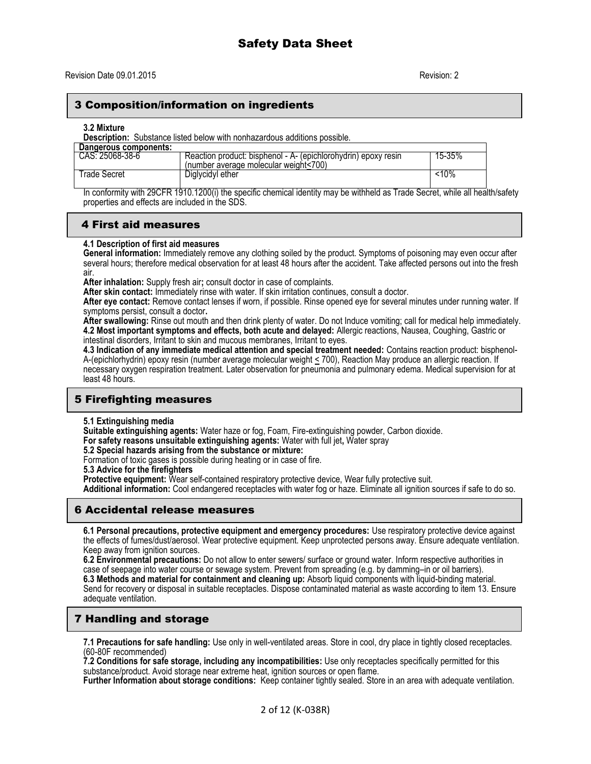# 3 Composition/information on ingredients

**3.2 Mixture**

**Description:** Substance listed below with nonhazardous additions possible.

| Dangerous components: | | |
|---|---|---|
| CAS: 25068-38-6 | Reaction product: bisphenol - A- (epichlorohydrin) epoxy resin (number average molecular weight<700) | 15-35% |
| Trade Secret | Diglycidyl ether | <10% |

In conformity with 29CFR 1910.1200(i) the specific chemical identity may be withheld as Trade Secret, while all health/safety properties and effects are included in the SDS.

# 4 First aid measures

**4.1 Description of first aid measures**

**General information:** Immediately remove any clothing soiled by the product. Symptoms of poisoning may even occur after several hours; therefore medical observation for at least 48 hours after the accident. Take affected persons out into the fresh air.

**After inhalation:** Supply fresh air**;** consult doctor in case of complaints.

**After skin contact:** Immediately rinse with water. If skin irritation continues, consult a doctor.

**After eye contact:** Remove contact lenses if worn, if possible. Rinse opened eye for several minutes under running water. If symptoms persist, consult a doctor**.**

**After swallowing:** Rinse out mouth and then drink plenty of water. Do not Induce vomiting; call for medical help immediately.

**4.2 Most important symptoms and effects, both acute and delayed:** Allergic reactions, Nausea, Coughing, Gastric or intestinal disorders, Irritant to skin and mucous membranes, Irritant to eyes.

**4.3 Indication of any immediate medical attention and special treatment needed:** Contains reaction product: bisphenol-A-(epichlorhydrin) epoxy resin (number average molecular weight ≤ 700), Reaction May produce an allergic reaction. If necessary oxygen respiration treatment. Later observation for pneumonia and pulmonary edema. Medical supervision for at least 48 hours.

# 5 Firefighting measures

**5.1 Extinguishing media**

**Suitable extinguishing agents:** Water haze or fog, Foam, Fire-extinguishing powder, Carbon dioxide.

**For safety reasons unsuitable extinguishing agents:** Water with full jet**,** Water spray

**5.2 Special hazards arising from the substance or mixture:**

Formation of toxic gases is possible during heating or in case of fire.

**5.3 Advice for the firefighters**

**Protective equipment:** Wear self-contained respiratory protective device, Wear fully protective suit.

**Additional information:** Cool endangered receptacles with water fog or haze. Eliminate all ignition sources if safe to do so.

# 6 Accidental release measures

**6.1 Personal precautions, protective equipment and emergency procedures:** Use respiratory protective device against the effects of fumes/dust/aerosol. Wear protective equipment. Keep unprotected persons away. Ensure adequate ventilation. Keep away from ignition sources.

**6.2 Environmental precautions:** Do not allow to enter sewers/ surface or ground water. Inform respective authorities in case of seepage into water course or sewage system. Prevent from spreading (e.g. by damming–in or oil barriers).

**6.3 Methods and material for containment and cleaning up:** Absorb liquid components with liquid-binding material. Send for recovery or disposal in suitable receptacles. Dispose contaminated material as waste according to item 13. Ensure adequate ventilation.

# 7 Handling and storage

**7.1 Precautions for safe handling:** Use only in well-ventilated areas. Store in cool, dry place in tightly closed receptacles. (60-80F recommended)

**7.2 Conditions for safe storage, including any incompatibilities:** Use only receptacles specifically permitted for this substance/product. Avoid storage near extreme heat, ignition sources or open flame.

**Further Information about storage conditions:** Keep container tightly sealed. Store in an area with adequate ventilation.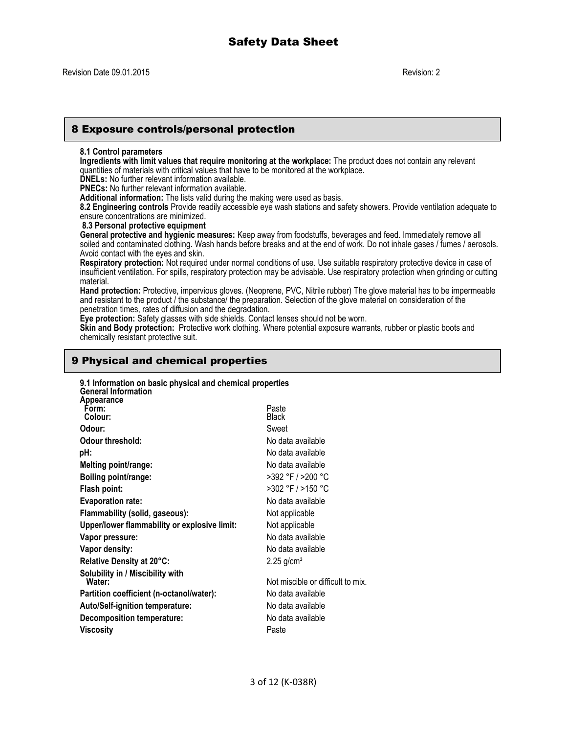## 8 Exposure controls/personal protection

**8.1 Control parameters**

**Ingredients with limit values that require monitoring at the workplace:** The product does not contain any relevant quantities of materials with critical values that have to be monitored at the workplace.

**DNELs:** No further relevant information available.

**PNECs:** No further relevant information available.

**Additional information:** The lists valid during the making were used as basis.

**8.2 Engineering controls** Provide readily accessible eye wash stations and safety showers. Provide ventilation adequate to ensure concentrations are minimized.

**8.3 Personal protective equipment**

**General protective and hygienic measures:** Keep away from foodstuffs, beverages and feed. Immediately remove all soiled and contaminated clothing. Wash hands before breaks and at the end of work. Do not inhale gases / fumes / aerosols. Avoid contact with the eyes and skin.

**Respiratory protection:** Not required under normal conditions of use. Use suitable respiratory protective device in case of insufficient ventilation. For spills, respiratory protection may be advisable. Use respiratory protection when grinding or cutting material.

**Hand protection:** Protective, impervious gloves. (Neoprene, PVC, Nitrile rubber) The glove material has to be impermeable and resistant to the product / the substance/ the preparation. Selection of the glove material on consideration of the penetration times, rates of diffusion and the degradation.

**Eye protection:** Safety glasses with side shields. Contact lenses should not be worn.

**Skin and Body protection:** Protective work clothing. Where potential exposure warrants, rubber or plastic boots and chemically resistant protective suit.

## 9 Physical and chemical properties

**9.1 Information on basic physical and chemical properties**

**General Information**

**Appearance**

| | |
|---|---|
| **Form:** | Paste |
| **Colour:** | Black |
| **Odour:** | Sweet |
| **Odour threshold:** | No data available |
| **pH:** | No data available |
| **Melting point/range:** | No data available |
| **Boiling point/range:** | >392 °F / >200 °C |
| **Flash point:** | >302 °F / >150 °C |
| **Evaporation rate:** | No data available |
| **Flammability (solid, gaseous):** | Not applicable |
| **Upper/lower flammability or explosive limit:** | Not applicable |
| **Vapor pressure:** | No data available |
| **Vapor density:** | No data available |
| **Relative Density at 20°C:** | 2.25 g/cm³ |
| **Solubility in / Miscibility with Water:** | Not miscible or difficult to mix. |
| **Partition coefficient (n-octanol/water):** | No data available |
| **Auto/Self-ignition temperature:** | No data available |
| **Decomposition temperature:** | No data available |
| **Viscosity** | Paste |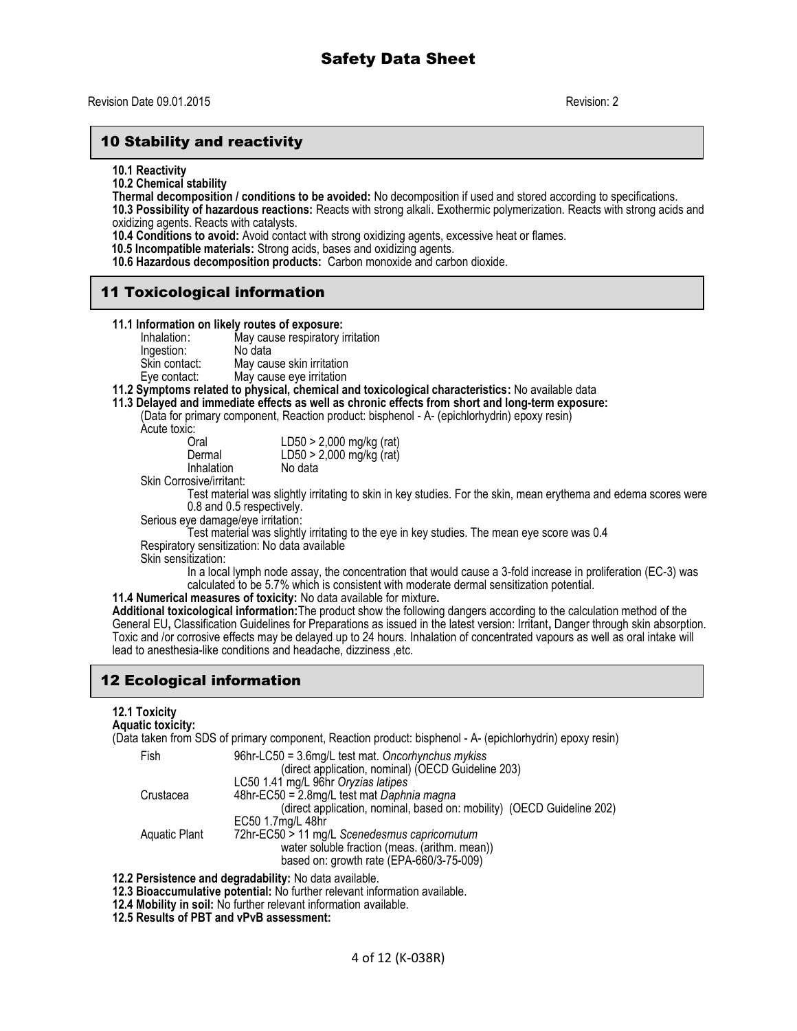## 10 Stability and reactivity

**10.1 Reactivity**

**10.2 Chemical stability**

**Thermal decomposition / conditions to be avoided:** No decomposition if used and stored according to specifications.

**10.3 Possibility of hazardous reactions:** Reacts with strong alkali. Exothermic polymerization. Reacts with strong acids and oxidizing agents. Reacts with catalysts.

**10.4 Conditions to avoid:** Avoid contact with strong oxidizing agents, excessive heat or flames.

**10.5 Incompatible materials:** Strong acids, bases and oxidizing agents.

**10.6 Hazardous decomposition products:** Carbon monoxide and carbon dioxide.

## 11 Toxicological information

**11.1 Information on likely routes of exposure:**

| | |
|---|---|
| Inhalation: | May cause respiratory irritation |
| Ingestion: | No data |
| Skin contact: | May cause skin irritation |
| Eye contact: | May cause eye irritation |

**11.2 Symptoms related to physical, chemical and toxicological characteristics:** No available data

**11.3 Delayed and immediate effects as well as chronic effects from short and long-term exposure:**

(Data for primary component, Reaction product: bisphenol - A- (epichlorhydrin) epoxy resin)

Acute toxic:

| | |
|---|---|
| Oral | LD50 > 2,000 mg/kg (rat) |
| Dermal | LD50 > 2,000 mg/kg (rat) |
| Inhalation | No data |

Skin Corrosive/irritant:

Test material was slightly irritating to skin in key studies. For the skin, mean erythema and edema scores were 0.8 and 0.5 respectively.

Serious eye damage/eye irritation:

Test material was slightly irritating to the eye in key studies. The mean eye score was 0.4

Respiratory sensitization: No data available

Skin sensitization:

In a local lymph node assay, the concentration that would cause a 3-fold increase in proliferation (EC-3) was calculated to be 5.7% which is consistent with moderate dermal sensitization potential.

**11.4 Numerical measures of toxicity:** No data available for mixture**.**

**Additional toxicological information:**The product show the following dangers according to the calculation method of the General EU**,** Classification Guidelines for Preparations as issued in the latest version: Irritant**,** Danger through skin absorption. Toxic and /or corrosive effects may be delayed up to 24 hours. Inhalation of concentrated vapours as well as oral intake will lead to anesthesia-like conditions and headache, dizziness ,etc.

## 12 Ecological information

**12.1 Toxicity**

**Aquatic toxicity:**

(Data taken from SDS of primary component, Reaction product: bisphenol - A- (epichlorhydrin) epoxy resin)

| | |
|---|---|
| Fish | 96hr-LC50 = 3.6mg/L test mat. *Oncorhynchus mykiss* (direct application, nominal) (OECD Guideline 203) |
| | LC50 1.41 mg/L 96hr *Oryzias latipes* |
| Crustacea | 48hr-EC50 = 2.8mg/L test mat *Daphnia magna* (direct application, nominal, based on: mobility) (OECD Guideline 202) |
| | EC50 1.7mg/L 48hr |
| Aquatic Plant | 72hr-EC50 > 11 mg/L *Scenedesmus capricornutum* water soluble fraction (meas. (arithm. mean)) based on: growth rate (EPA-660/3-75-009) |

**12.2 Persistence and degradability:** No data available.

**12.3 Bioaccumulative potential:** No further relevant information available.

**12.4 Mobility in soil:** No further relevant information available.

**12.5 Results of PBT and vPvB assessment:**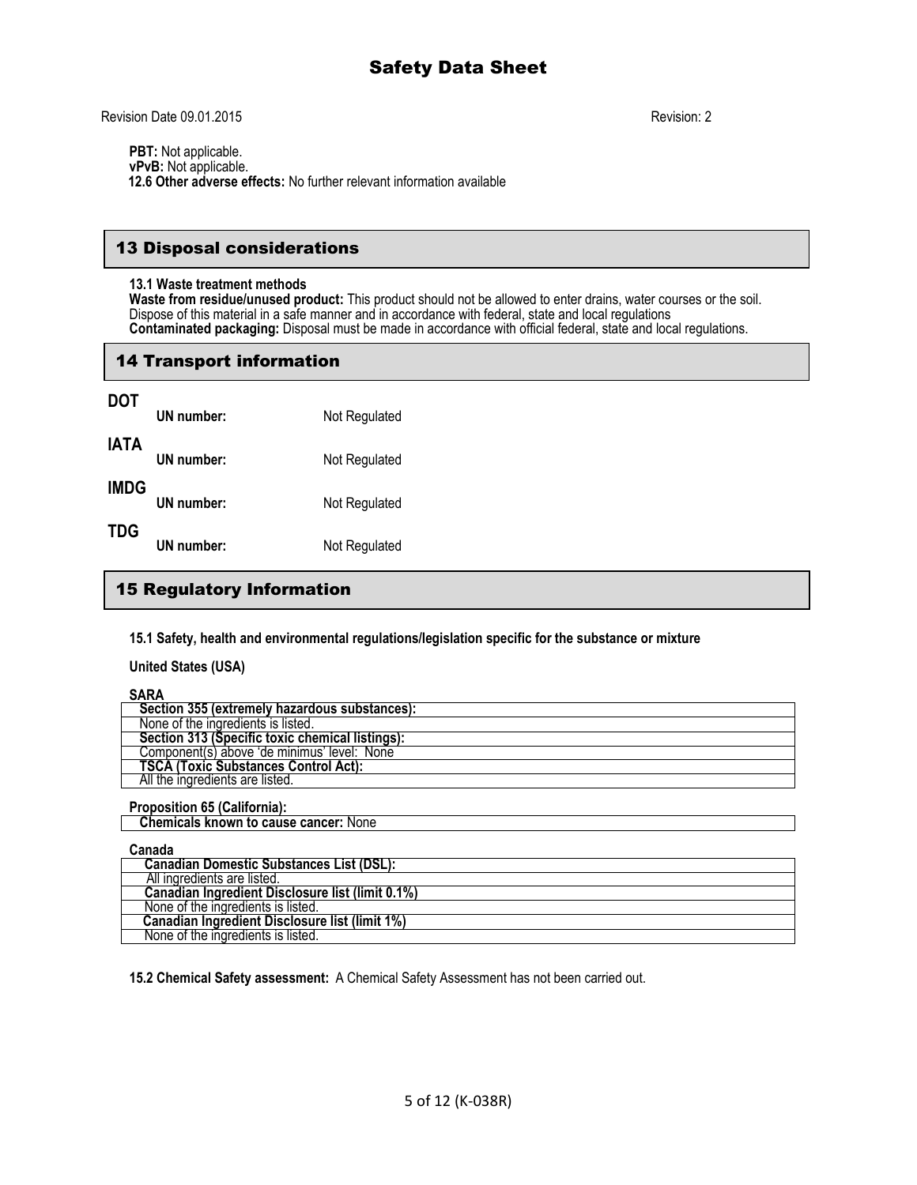**PBT:** Not applicable.
**vPvB:** Not applicable.
**12.6 Other adverse effects:** No further relevant information available

## 13 Disposal considerations

**13.1 Waste treatment methods**
**Waste from residue/unused product:** This product should not be allowed to enter drains, water courses or the soil. Dispose of this material in a safe manner and in accordance with federal, state and local regulations
**Contaminated packaging:** Disposal must be made in accordance with official federal, state and local regulations.

## 14 Transport information

**DOT**

| | |
|---|---|
| **UN number:** | Not Regulated |

**IATA**

| | |
|---|---|
| **UN number:** | Not Regulated |

**IMDG**

| | |
|---|---|
| **UN number:** | Not Regulated |

**TDG**

| | |
|---|---|
| **UN number:** | Not Regulated |

## 15 Regulatory Information

**15.1 Safety, health and environmental regulations/legislation specific for the substance or mixture**

**United States (USA)**

**SARA**

| |
|---|
| **Section 355 (extremely hazardous substances):** |
| None of the ingredients is listed. |
| **Section 313 (Specific toxic chemical listings):** |
| Component(s) above 'de minimus' level: None |
| **TSCA (Toxic Substances Control Act):** |
| All the ingredients are listed. |

**Proposition 65 (California):**

| |
|---|
| **Chemicals known to cause cancer:** None |

**Canada**

| |
|---|
| **Canadian Domestic Substances List (DSL):** |
| All ingredients are listed. |
| **Canadian Ingredient Disclosure list (limit 0.1%)** |
| None of the ingredients is listed. |
| **Canadian Ingredient Disclosure list (limit 1%)** |
| None of the ingredients is listed. |

**15.2 Chemical Safety assessment:** A Chemical Safety Assessment has not been carried out.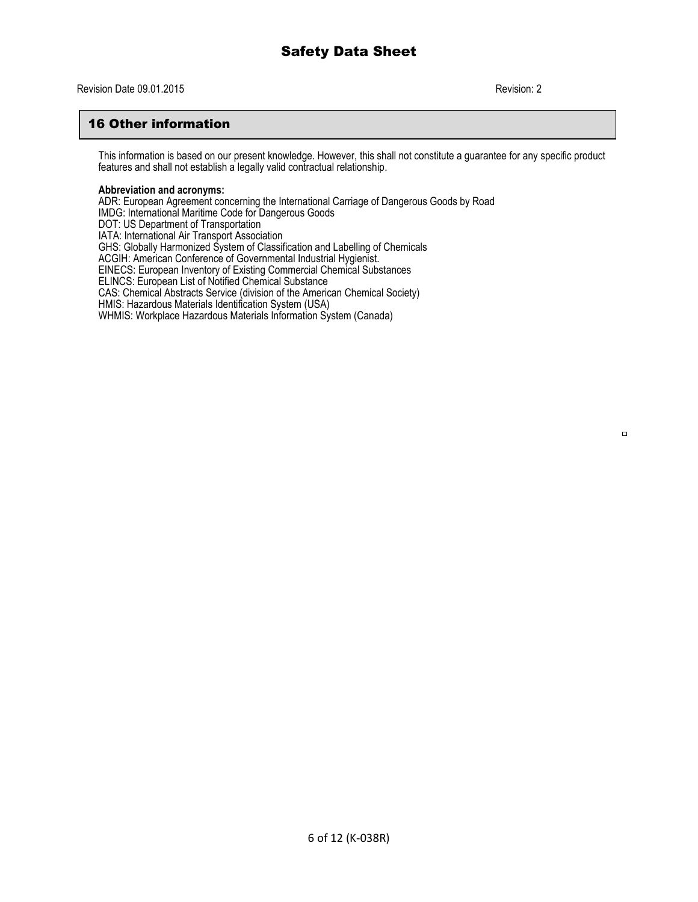# Safety Data Sheet

Revision Date 09.01.2015 Revision: 2

## 16 Other information

This information is based on our present knowledge. However, this shall not constitute a guarantee for any specific product features and shall not establish a legally valid contractual relationship.

**Abbreviation and acronyms:**
ADR: European Agreement concerning the International Carriage of Dangerous Goods by Road
IMDG: International Maritime Code for Dangerous Goods
DOT: US Department of Transportation
IATA: International Air Transport Association
GHS: Globally Harmonized System of Classification and Labelling of Chemicals
ACGIH: American Conference of Governmental Industrial Hygienist.
EINECS: European Inventory of Existing Commercial Chemical Substances
ELINCS: European List of Notified Chemical Substance
CAS: Chemical Abstracts Service (division of the American Chemical Society)
HMIS: Hazardous Materials Identification System (USA)
WHMIS: Workplace Hazardous Materials Information System (Canada)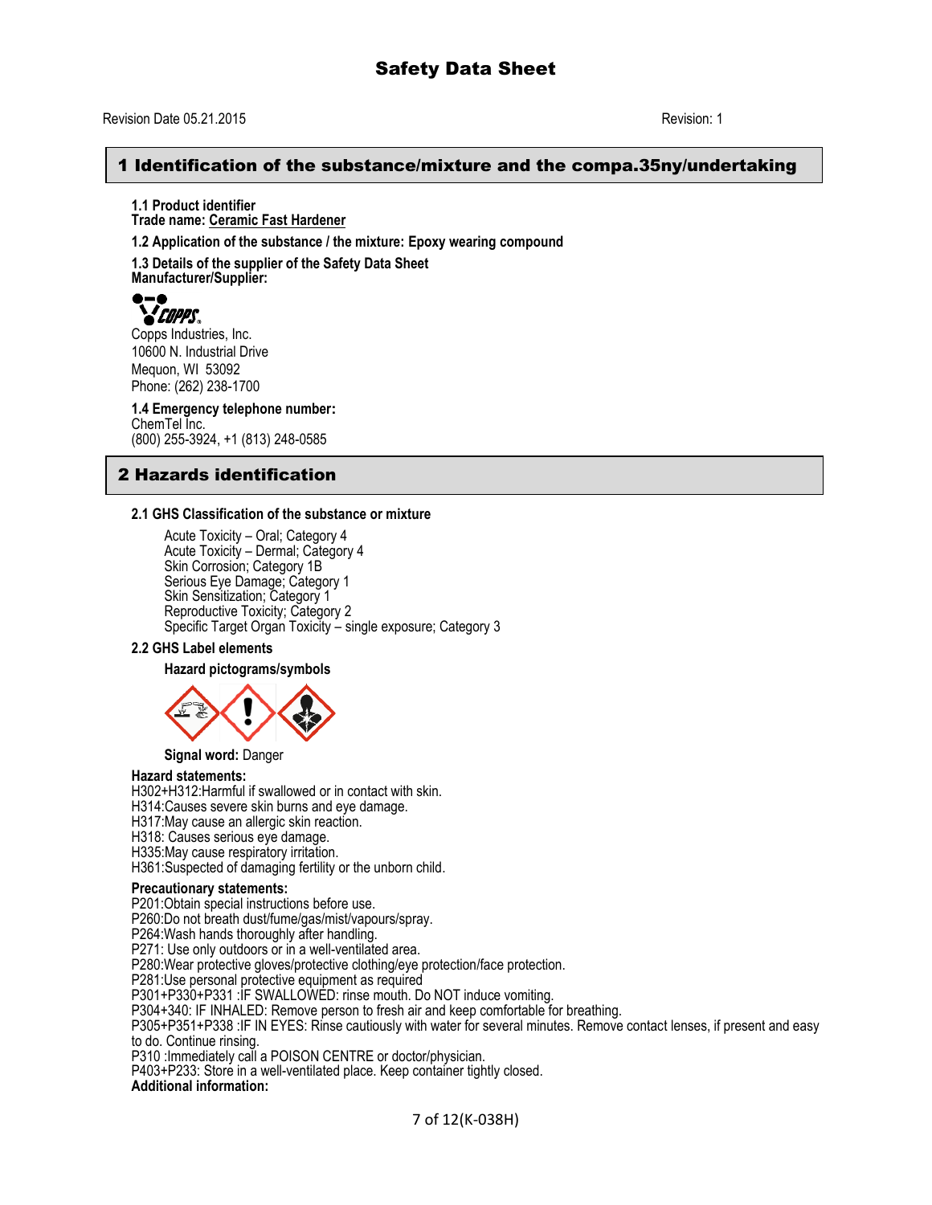# Safety Data Sheet

Revision Date 05.21.2015 Revision: 1

## 1 Identification of the substance/mixture and the compa.35ny/undertaking

**1.1 Product identifier**
**Trade name: Ceramic Fast Hardener**

**1.2 Application of the substance / the mixture: Epoxy wearing compound**

**1.3 Details of the supplier of the Safety Data Sheet**
**Manufacturer/Supplier:**

COPPS
Copps Industries, Inc.
10600 N. Industrial Drive
Mequon, WI 53092
Phone: (262) 238-1700

**1.4 Emergency telephone number:**
ChemTel Inc.
(800) 255-3924, +1 (813) 248-0585

## 2 Hazards identification

**2.1 GHS Classification of the substance or mixture**

Acute Toxicity – Oral; Category 4
Acute Toxicity – Dermal; Category 4
Skin Corrosion; Category 1B
Serious Eye Damage; Category 1
Skin Sensitization; Category 1
Reproductive Toxicity; Category 2
Specific Target Organ Toxicity – single exposure; Category 3

**2.2 GHS Label elements**

**Hazard pictograms/symbols**

**Signal word:** Danger

**Hazard statements:**
H302+H312:Harmful if swallowed or in contact with skin.
H314:Causes severe skin burns and eye damage.
H317:May cause an allergic skin reaction.
H318: Causes serious eye damage.
H335:May cause respiratory irritation.
H361:Suspected of damaging fertility or the unborn child.

**Precautionary statements:**
P201:Obtain special instructions before use.
P260:Do not breath dust/fume/gas/mist/vapours/spray.
P264:Wash hands thoroughly after handling.
P271: Use only outdoors or in a well-ventilated area.
P280:Wear protective gloves/protective clothing/eye protection/face protection.
P281:Use personal protective equipment as required
P301+P330+P331 :IF SWALLOWED: rinse mouth. Do NOT induce vomiting.
P304+340: IF INHALED: Remove person to fresh air and keep comfortable for breathing.
P305+P351+P338 :IF IN EYES: Rinse cautiously with water for several minutes. Remove contact lenses, if present and easy to do. Continue rinsing.
P310 :Immediately call a POISON CENTRE or doctor/physician.
P403+P233: Store in a well-ventilated place. Keep container tightly closed.
**Additional information:**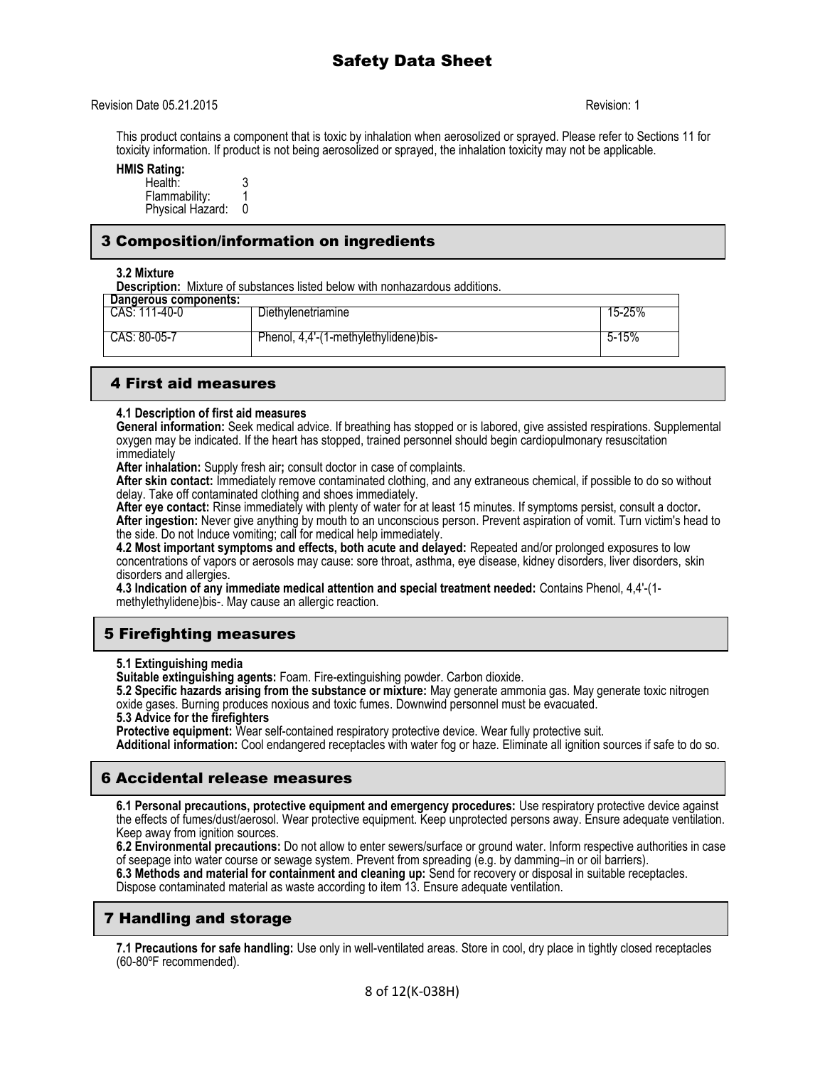Revision Date 05.21.2015 Revision: 1

This product contains a component that is toxic by inhalation when aerosolized or sprayed. Please refer to Sections 11 for toxicity information. If product is not being aerosolized or sprayed, the inhalation toxicity may not be applicable.

**HMIS Rating:**

Health: 3
Flammability: 1
Physical Hazard: 0

## 3 Composition/information on ingredients

**3.2 Mixture**

**Description:** Mixture of substances listed below with nonhazardous additions.

| Dangerous components: | | |
|---|---|---|
| CAS: 111-40-0 | Diethylenetriamine | 15-25% |
| CAS: 80-05-7 | Phenol, 4,4'-(1-methylethylidene)bis- | 5-15% |

## 4 First aid measures

**4.1 Description of first aid measures**

**General information:** Seek medical advice. If breathing has stopped or is labored, give assisted respirations. Supplemental oxygen may be indicated. If the heart has stopped, trained personnel should begin cardiopulmonary resuscitation immediately

**After inhalation:** Supply fresh air**;** consult doctor in case of complaints.

**After skin contact:** Immediately remove contaminated clothing, and any extraneous chemical, if possible to do so without delay. Take off contaminated clothing and shoes immediately.

**After eye contact:** Rinse immediately with plenty of water for at least 15 minutes. If symptoms persist, consult a doctor**.**

**After ingestion:** Never give anything by mouth to an unconscious person. Prevent aspiration of vomit. Turn victim's head to the side. Do not Induce vomiting; call for medical help immediately.

**4.2 Most important symptoms and effects, both acute and delayed:** Repeated and/or prolonged exposures to low concentrations of vapors or aerosols may cause: sore throat, asthma, eye disease, kidney disorders, liver disorders, skin disorders and allergies.

**4.3 Indication of any immediate medical attention and special treatment needed:** Contains Phenol, 4,4'-(1-methylethylidene)bis-. May cause an allergic reaction.

## 5 Firefighting measures

**5.1 Extinguishing media**

**Suitable extinguishing agents:** Foam. Fire-extinguishing powder. Carbon dioxide.

**5.2 Specific hazards arising from the substance or mixture:** May generate ammonia gas. May generate toxic nitrogen oxide gases. Burning produces noxious and toxic fumes. Downwind personnel must be evacuated.

**5.3 Advice for the firefighters**

**Protective equipment:** Wear self-contained respiratory protective device. Wear fully protective suit.

**Additional information:** Cool endangered receptacles with water fog or haze. Eliminate all ignition sources if safe to do so.

## 6 Accidental release measures

**6.1 Personal precautions, protective equipment and emergency procedures:** Use respiratory protective device against the effects of fumes/dust/aerosol. Wear protective equipment. Keep unprotected persons away. Ensure adequate ventilation. Keep away from ignition sources.

**6.2 Environmental precautions:** Do not allow to enter sewers/surface or ground water. Inform respective authorities in case of seepage into water course or sewage system. Prevent from spreading (e.g. by damming–in or oil barriers).

**6.3 Methods and material for containment and cleaning up:** Send for recovery or disposal in suitable receptacles. Dispose contaminated material as waste according to item 13. Ensure adequate ventilation.

## 7 Handling and storage

**7.1 Precautions for safe handling:** Use only in well-ventilated areas. Store in cool, dry place in tightly closed receptacles (60-80ºF recommended).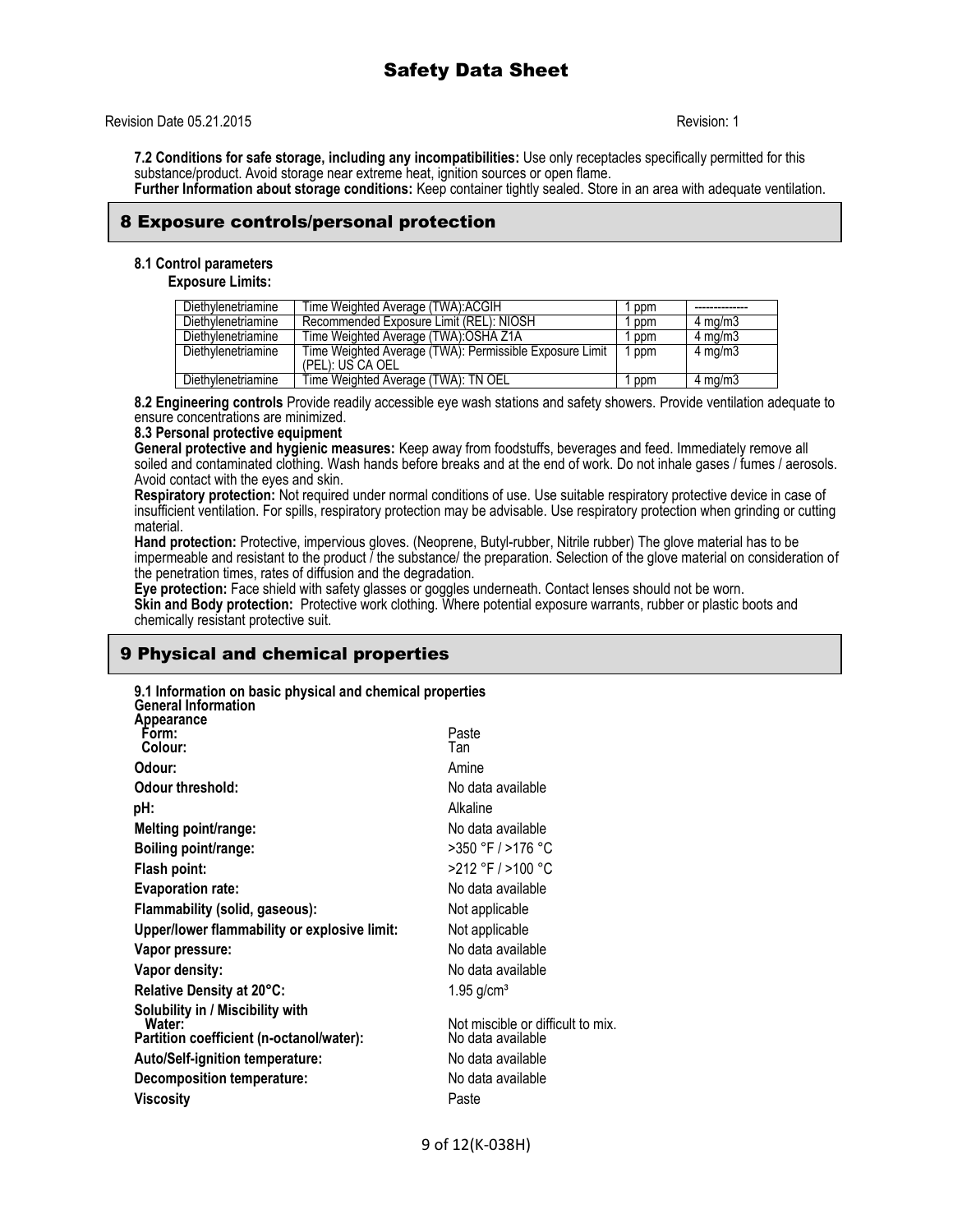**7.2 Conditions for safe storage, including any incompatibilities:** Use only receptacles specifically permitted for this substance/product. Avoid storage near extreme heat, ignition sources or open flame.
**Further Information about storage conditions:** Keep container tightly sealed. Store in an area with adequate ventilation.

## 8 Exposure controls/personal protection

**8.1 Control parameters**
**Exposure Limits:**

| | | | |
|---|---|---|---|
| Diethylenetriamine | Time Weighted Average (TWA):ACGIH | 1 ppm | -------------- |
| Diethylenetriamine | Recommended Exposure Limit (REL): NIOSH | 1 ppm | 4 mg/m3 |
| Diethylenetriamine | Time Weighted Average (TWA):OSHA Z1A | 1 ppm | 4 mg/m3 |
| Diethylenetriamine | Time Weighted Average (TWA): Permissible Exposure Limit (PEL): US CA OEL | 1 ppm | 4 mg/m3 |
| Diethylenetriamine | Time Weighted Average (TWA): TN OEL | 1 ppm | 4 mg/m3 |

**8.2 Engineering controls** Provide readily accessible eye wash stations and safety showers. Provide ventilation adequate to ensure concentrations are minimized.
**8.3 Personal protective equipment**
**General protective and hygienic measures:** Keep away from foodstuffs, beverages and feed. Immediately remove all soiled and contaminated clothing. Wash hands before breaks and at the end of work. Do not inhale gases / fumes / aerosols. Avoid contact with the eyes and skin.
**Respiratory protection:** Not required under normal conditions of use. Use suitable respiratory protective device in case of insufficient ventilation. For spills, respiratory protection may be advisable. Use respiratory protection when grinding or cutting material.
**Hand protection:** Protective, impervious gloves. (Neoprene, Butyl-rubber, Nitrile rubber) The glove material has to be impermeable and resistant to the product / the substance/ the preparation. Selection of the glove material on consideration of the penetration times, rates of diffusion and the degradation.
**Eye protection:** Face shield with safety glasses or goggles underneath. Contact lenses should not be worn.
**Skin and Body protection:** Protective work clothing. Where potential exposure warrants, rubber or plastic boots and chemically resistant protective suit.

## 9 Physical and chemical properties

**9.1 Information on basic physical and chemical properties**
**General Information**
**Appearance**

| | |
|---|---|
| **Form:** | Paste |
| **Colour:** | Tan |
| **Odour:** | Amine |
| **Odour threshold:** | No data available |
| **pH:** | Alkaline |
| **Melting point/range:** | No data available |
| **Boiling point/range:** | >350 °F / >176 °C |
| **Flash point:** | >212 °F / >100 °C |
| **Evaporation rate:** | No data available |
| **Flammability (solid, gaseous):** | Not applicable |
| **Upper/lower flammability or explosive limit:** | Not applicable |
| **Vapor pressure:** | No data available |
| **Vapor density:** | No data available |
| **Relative Density at 20°C:** | 1.95 g/cm³ |
| **Solubility in / Miscibility with Water:** | Not miscible or difficult to mix. |
| **Partition coefficient (n-octanol/water):** | No data available |
| **Auto/Self-ignition temperature:** | No data available |
| **Decomposition temperature:** | No data available |
| **Viscosity** | Paste |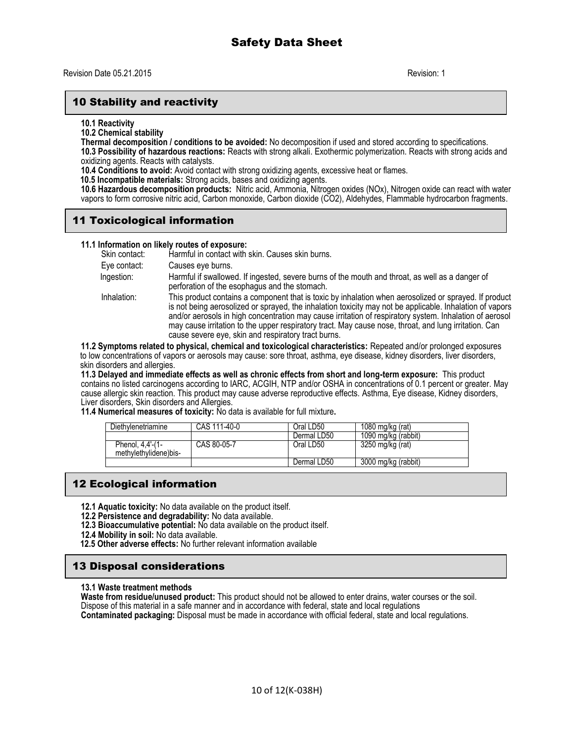## 10 Stability and reactivity

**10.1 Reactivity**

**10.2 Chemical stability**

**Thermal decomposition / conditions to be avoided:** No decomposition if used and stored according to specifications.

**10.3 Possibility of hazardous reactions:** Reacts with strong alkali. Exothermic polymerization. Reacts with strong acids and oxidizing agents. Reacts with catalysts.

**10.4 Conditions to avoid:** Avoid contact with strong oxidizing agents, excessive heat or flames.

**10.5 Incompatible materials:** Strong acids, bases and oxidizing agents.

**10.6 Hazardous decomposition products:** Nitric acid, Ammonia, Nitrogen oxides (NOx), Nitrogen oxide can react with water vapors to form corrosive nitric acid, Carbon monoxide, Carbon dioxide ($CO_2$), Aldehydes, Flammable hydrocarbon fragments.

## 11 Toxicological information

**11.1 Information on likely routes of exposure:**

Skin contact: Harmful in contact with skin. Causes skin burns.

Eye contact: Causes eye burns.

Ingestion: Harmful if swallowed. If ingested, severe burns of the mouth and throat, as well as a danger of perforation of the esophagus and the stomach.

Inhalation: This product contains a component that is toxic by inhalation when aerosolized or sprayed. If product is not being aerosolized or sprayed, the inhalation toxicity may not be applicable. Inhalation of vapors and/or aerosols in high concentration may cause irritation of respiratory system. Inhalation of aerosol may cause irritation to the upper respiratory tract. May cause nose, throat, and lung irritation. Can cause severe eye, skin and respiratory tract burns.

**11.2 Symptoms related to physical, chemical and toxicological characteristics:** Repeated and/or prolonged exposures to low concentrations of vapors or aerosols may cause: sore throat, asthma, eye disease, kidney disorders, liver disorders, skin disorders and allergies.

**11.3 Delayed and immediate effects as well as chronic effects from short and long-term exposure:** This product contains no listed carcinogens according to IARC, ACGIH, NTP and/or OSHA in concentrations of 0.1 percent or greater. May cause allergic skin reaction. This product may cause adverse reproductive effects. Asthma, Eye disease, Kidney disorders, Liver disorders, Skin disorders and Allergies.

**11.4 Numerical measures of toxicity:** No data is available for full mixture**.**

| Diethylenetriamine | CAS 111-40-0 | Oral LD50 | 1080 mg/kg (rat) |
|---|---|---|---|
| | | Dermal LD50 | 1090 mg/kg (rabbit) |
| Phenol, 4,4'-(1-methylethylidene)bis- | CAS 80-05-7 | Oral LD50 | 3250 mg/kg (rat) |
| | | Dermal LD50 | 3000 mg/kg (rabbit) |

## 12 Ecological information

**12.1 Aquatic toxicity:** No data available on the product itself.

**12.2 Persistence and degradability:** No data available.

**12.3 Bioaccumulative potential:** No data available on the product itself.

**12.4 Mobility in soil:** No data available.

**12.5 Other adverse effects:** No further relevant information available

## 13 Disposal considerations

**13.1 Waste treatment methods**

**Waste from residue/unused product:** This product should not be allowed to enter drains, water courses or the soil. Dispose of this material in a safe manner and in accordance with federal, state and local regulations

**Contaminated packaging:** Disposal must be made in accordance with official federal, state and local regulations.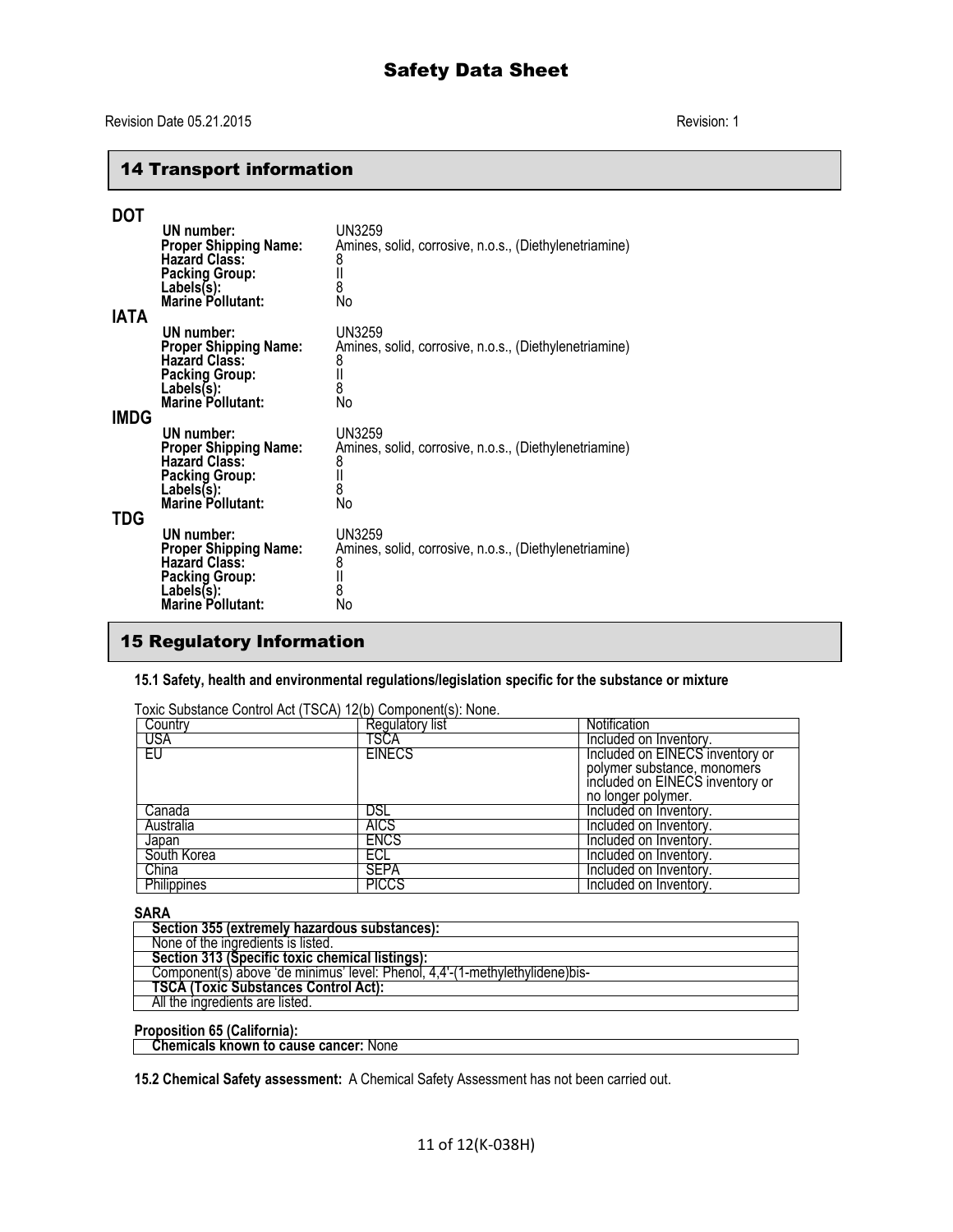## 14 Transport information

**DOT**

**UN number:** UN3259
**Proper Shipping Name:** Amines, solid, corrosive, n.o.s., (Diethylenetriamine)
**Hazard Class:** 8
**Packing Group:** II
**Labels(s):** 8
**Marine Pollutant:** No

**IATA**

**UN number:** UN3259
**Proper Shipping Name:** Amines, solid, corrosive, n.o.s., (Diethylenetriamine)
**Hazard Class:** 8
**Packing Group:** II
**Labels(s):** 8
**Marine Pollutant:** No

**IMDG**

**UN number:** UN3259
**Proper Shipping Name:** Amines, solid, corrosive, n.o.s., (Diethylenetriamine)
**Hazard Class:** 8
**Packing Group:** II
**Labels(s):** 8
**Marine Pollutant:** No

**TDG**

**UN number:** UN3259
**Proper Shipping Name:** Amines, solid, corrosive, n.o.s., (Diethylenetriamine)
**Hazard Class:** 8
**Packing Group:** II
**Labels(s):** 8
**Marine Pollutant:** No

## 15 Regulatory Information

**15.1 Safety, health and environmental regulations/legislation specific for the substance or mixture**

Toxic Substance Control Act (TSCA) 12(b) Component(s): None.

| Country | Regulatory list | Notification |
|---|---|---|
| USA | TSCA | Included on Inventory. |
| EU | EINECS | Included on EINECS inventory or polymer substance, monomers included on EINECS inventory or no longer polymer. |
| Canada | DSL | Included on Inventory. |
| Australia | AICS | Included on Inventory. |
| Japan | ENCS | Included on Inventory. |
| South Korea | ECL | Included on Inventory. |
| China | SEPA | Included on Inventory. |
| Philippines | PICCS | Included on Inventory. |

**SARA**

| **Section 355 (extremely hazardous substances):** |
|---|
| None of the ingredients is listed. |
| **Section 313 (Specific toxic chemical listings):** |
| Component(s) above 'de minimus' level: Phenol, 4,4'-(1-methylethylidene)bis- |
| **TSCA (Toxic Substances Control Act):** |
| All the ingredients are listed. |

**Proposition 65 (California):**

| **Chemicals known to cause cancer:** None |
|---|

**15.2 Chemical Safety assessment:** A Chemical Safety Assessment has not been carried out.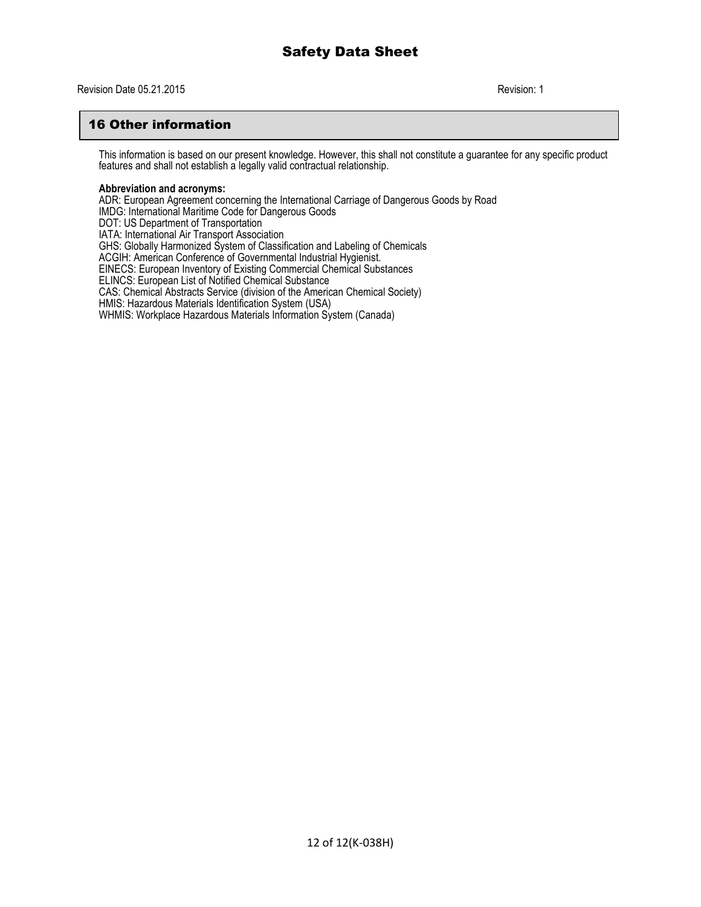## 16 Other information

This information is based on our present knowledge. However, this shall not constitute a guarantee for any specific product features and shall not establish a legally valid contractual relationship.

**Abbreviation and acronyms:**
ADR: European Agreement concerning the International Carriage of Dangerous Goods by Road
IMDG: International Maritime Code for Dangerous Goods
DOT: US Department of Transportation
IATA: International Air Transport Association
GHS: Globally Harmonized System of Classification and Labeling of Chemicals
ACGIH: American Conference of Governmental Industrial Hygienist.
EINECS: European Inventory of Existing Commercial Chemical Substances
ELINCS: European List of Notified Chemical Substance
CAS: Chemical Abstracts Service (division of the American Chemical Society)
HMIS: Hazardous Materials Identification System (USA)
WHMIS: Workplace Hazardous Materials Information System (Canada)